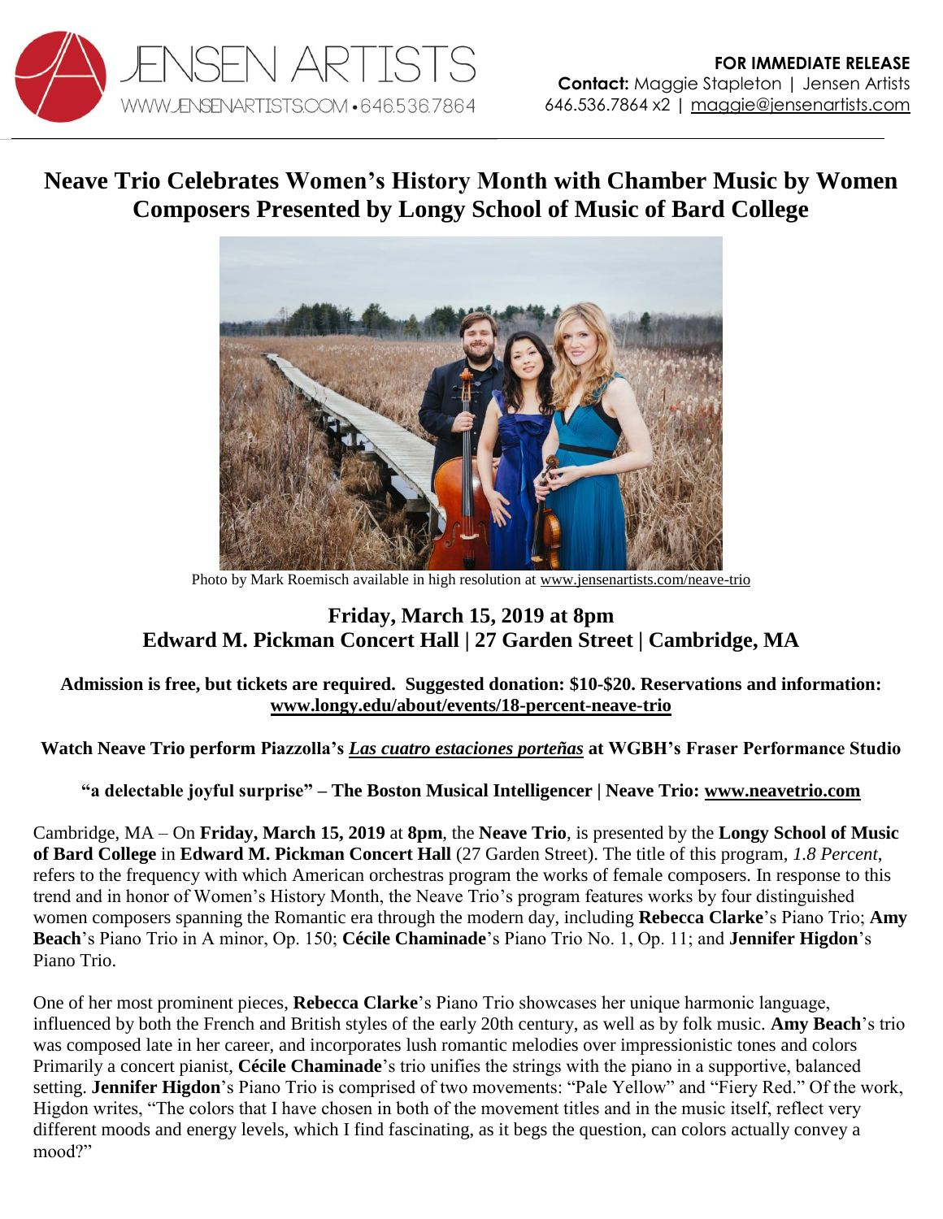JENSEN ARTISTS
WWW.JENSENARTISTS.COM • 646.536.7864

**FOR IMMEDIATE RELEASE**
**Contact:** Maggie Stapleton | Jensen Artists
646.536.7864 x2 | maggie@jensenartists.com

# Neave Trio Celebrates Women's History Month with Chamber Music by Women Composers Presented by Longy School of Music of Bard College

Photo by Mark Roemisch available in high resolution at www.jensenartists.com/neave-trio

## Friday, March 15, 2019 at 8pm
## Edward M. Pickman Concert Hall | 27 Garden Street | Cambridge, MA

**Admission is free, but tickets are required. Suggested donation: $10-$20. Reservations and information: www.longy.edu/about/events/18-percent-neave-trio**

**Watch Neave Trio perform Piazzolla's *Las cuatro estaciones porteñas* at WGBH's Fraser Performance Studio**

**"a delectable joyful surprise" – The Boston Musical Intelligencer | Neave Trio: www.neavetrio.com**

Cambridge, MA – On **Friday, March 15, 2019** at **8pm**, the **Neave Trio**, is presented by the **Longy School of Music of Bard College** in **Edward M. Pickman Concert Hall** (27 Garden Street). The title of this program, *1.8 Percent*, refers to the frequency with which American orchestras program the works of female composers. In response to this trend and in honor of Women's History Month, the Neave Trio's program features works by four distinguished women composers spanning the Romantic era through the modern day, including **Rebecca Clarke**'s Piano Trio; **Amy Beach**'s Piano Trio in A minor, Op. 150; **Cécile Chaminade**'s Piano Trio No. 1, Op. 11; and **Jennifer Higdon**'s Piano Trio.

One of her most prominent pieces, **Rebecca Clarke**'s Piano Trio showcases her unique harmonic language, influenced by both the French and British styles of the early 20th century, as well as by folk music. **Amy Beach**'s trio was composed late in her career, and incorporates lush romantic melodies over impressionistic tones and colors Primarily a concert pianist, **Cécile Chaminade**'s trio unifies the strings with the piano in a supportive, balanced setting. **Jennifer Higdon**'s Piano Trio is comprised of two movements: "Pale Yellow" and "Fiery Red." Of the work, Higdon writes, "The colors that I have chosen in both of the movement titles and in the music itself, reflect very different moods and energy levels, which I find fascinating, as it begs the question, can colors actually convey a mood?"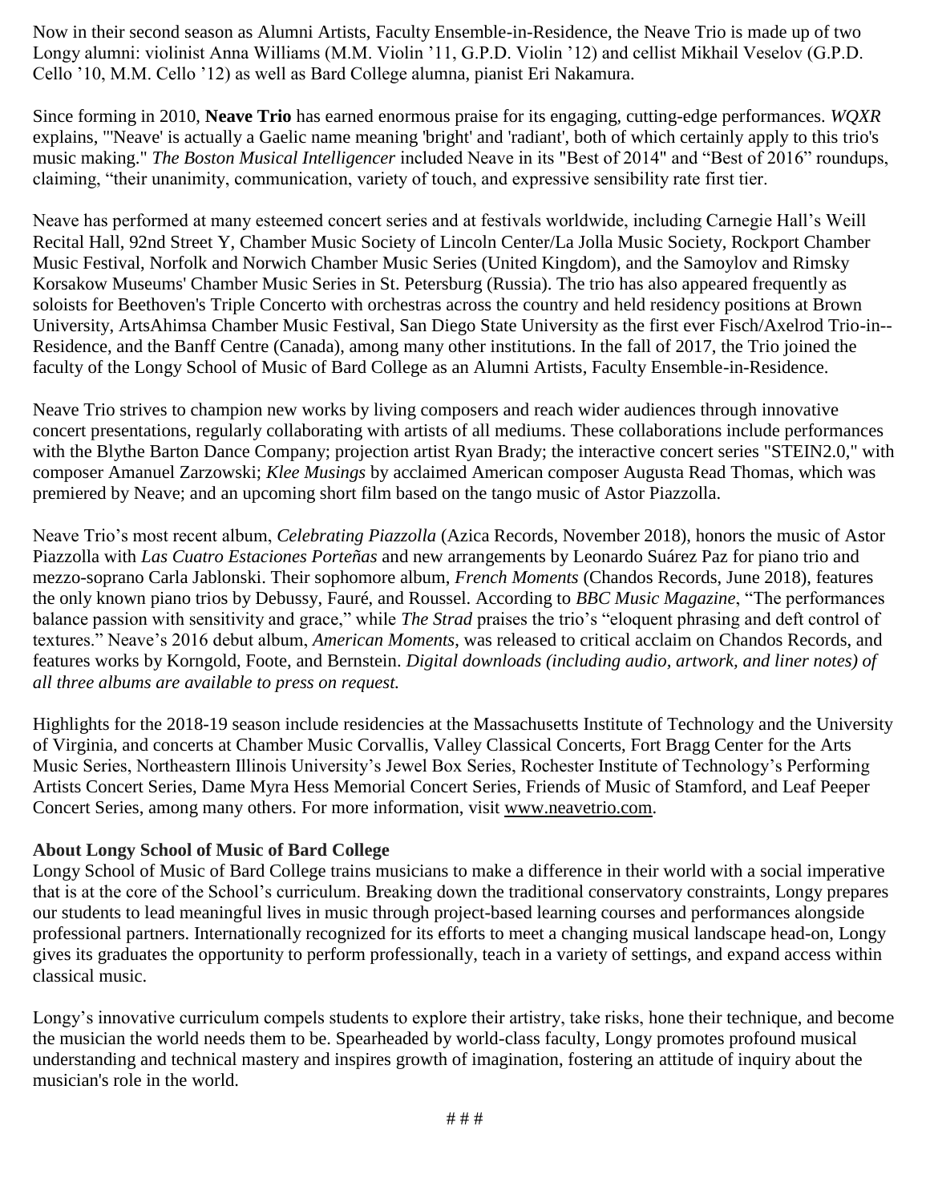Now in their second season as Alumni Artists, Faculty Ensemble-in-Residence, the Neave Trio is made up of two Longy alumni: violinist Anna Williams (M.M. Violin '11, G.P.D. Violin '12) and cellist Mikhail Veselov (G.P.D. Cello '10, M.M. Cello '12) as well as Bard College alumna, pianist Eri Nakamura.

Since forming in 2010, **Neave Trio** has earned enormous praise for its engaging, cutting-edge performances. *WQXR* explains, "'Neave' is actually a Gaelic name meaning 'bright' and 'radiant', both of which certainly apply to this trio's music making." *The Boston Musical Intelligencer* included Neave in its "Best of 2014" and "Best of 2016" roundups, claiming, "their unanimity, communication, variety of touch, and expressive sensibility rate first tier.

Neave has performed at many esteemed concert series and at festivals worldwide, including Carnegie Hall's Weill Recital Hall, 92nd Street Y, Chamber Music Society of Lincoln Center/La Jolla Music Society, Rockport Chamber Music Festival, Norfolk and Norwich Chamber Music Series (United Kingdom), and the Samoylov and Rimsky Korsakow Museums' Chamber Music Series in St. Petersburg (Russia). The trio has also appeared frequently as soloists for Beethoven's Triple Concerto with orchestras across the country and held residency positions at Brown University, ArtsAhimsa Chamber Music Festival, San Diego State University as the first ever Fisch/Axelrod Trio-in--Residence, and the Banff Centre (Canada), among many other institutions. In the fall of 2017, the Trio joined the faculty of the Longy School of Music of Bard College as an Alumni Artists, Faculty Ensemble-in-Residence.

Neave Trio strives to champion new works by living composers and reach wider audiences through innovative concert presentations, regularly collaborating with artists of all mediums. These collaborations include performances with the Blythe Barton Dance Company; projection artist Ryan Brady; the interactive concert series "STEIN2.0," with composer Amanuel Zarzowski; *Klee Musings* by acclaimed American composer Augusta Read Thomas, which was premiered by Neave; and an upcoming short film based on the tango music of Astor Piazzolla.

Neave Trio's most recent album, *Celebrating Piazzolla* (Azica Records, November 2018), honors the music of Astor Piazzolla with *Las Cuatro Estaciones Porteñas* and new arrangements by Leonardo Suárez Paz for piano trio and mezzo-soprano Carla Jablonski. Their sophomore album, *French Moments* (Chandos Records, June 2018), features the only known piano trios by Debussy, Fauré, and Roussel. According to *BBC Music Magazine*, "The performances balance passion with sensitivity and grace," while *The Strad* praises the trio's "eloquent phrasing and deft control of textures." Neave's 2016 debut album, *American Moments*, was released to critical acclaim on Chandos Records, and features works by Korngold, Foote, and Bernstein. *Digital downloads (including audio, artwork, and liner notes) of all three albums are available to press on request.*

Highlights for the 2018-19 season include residencies at the Massachusetts Institute of Technology and the University of Virginia, and concerts at Chamber Music Corvallis, Valley Classical Concerts, Fort Bragg Center for the Arts Music Series, Northeastern Illinois University's Jewel Box Series, Rochester Institute of Technology's Performing Artists Concert Series, Dame Myra Hess Memorial Concert Series, Friends of Music of Stamford, and Leaf Peeper Concert Series, among many others. For more information, visit www.neavetrio.com.

**About Longy School of Music of Bard College**

Longy School of Music of Bard College trains musicians to make a difference in their world with a social imperative that is at the core of the School's curriculum. Breaking down the traditional conservatory constraints, Longy prepares our students to lead meaningful lives in music through project-based learning courses and performances alongside professional partners. Internationally recognized for its efforts to meet a changing musical landscape head-on, Longy gives its graduates the opportunity to perform professionally, teach in a variety of settings, and expand access within classical music.

Longy's innovative curriculum compels students to explore their artistry, take risks, hone their technique, and become the musician the world needs them to be. Spearheaded by world-class faculty, Longy promotes profound musical understanding and technical mastery and inspires growth of imagination, fostering an attitude of inquiry about the musician's role in the world.

# # #